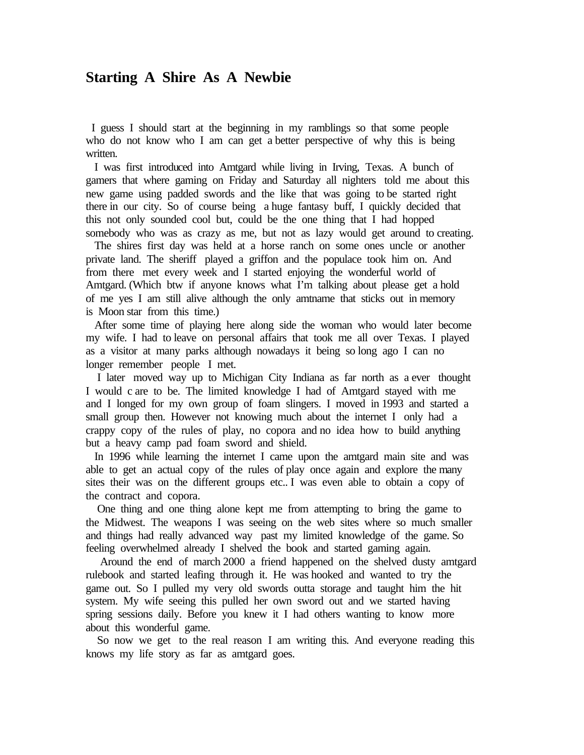# Starting A Shire As A Newbie

I guess I should start at the beginning in my ramblings so that some people who do not know who I am can get a better perspective of why this is being written.

I was first introduced into Amtgard while living in Irving, Texas. A bunch of gamers that where gaming on Friday and Saturday all nighters told me about this new game using padded swords and the like that was going to be started right there in our city. So of course being a huge fantasy buff, I quickly decided that this not only sounded cool but, could be the one thing that I had hopped somebody who was as crazy as me, but not as lazy would get around to creating.

The shires first day was held at a horse ranch on some ones uncle or another private land. The sheriff played a griffon and the populace took him on. And from there met every week and I started enjoying the wonderful world of Amtgard. (Which btw if anyone knows what I'm talking about please get a hold of me yes I am still alive although the only amtname that sticks out in memory is Moon star from this time.)

After some time of playing here along side the woman who would later become my wife. I had to leave on personal affairs that took me all over Texas. I played as a visitor at many parks although nowadays it being so long ago I can no longer remember people I met.

I later moved way up to Michigan City Indiana as far north as a ever thought I would c are to be. The limited knowledge I had of Amtgard stayed with me and I longed for my own group of foam slingers. I moved in 1993 and started a small group then. However not knowing much about the internet I only had a crappy copy of the rules of play, no copora and no idea how to build anything but a heavy camp pad foam sword and shield.

In 1996 while learning the internet I came upon the amtgard main site and was able to get an actual copy of the rules of play once again and explore the many sites their was on the different groups etc.. I was even able to obtain a copy of the contract and copora.

One thing and one thing alone kept me from attempting to bring the game to the Midwest. The weapons I was seeing on the web sites where so much smaller and things had really advanced way past my limited knowledge of the game. So feeling overwhelmed already I shelved the book and started gaming again.

Around the end of march 2000 a friend happened on the shelved dusty amtgard rulebook and started leafing through it. He was hooked and wanted to try the game out. So I pulled my very old swords outta storage and taught him the hit system. My wife seeing this pulled her own sword out and we started having spring sessions daily. Before you knew it I had others wanting to know more about this wonderful game.

So now we get to the real reason I am writing this. And everyone reading this knows my life story as far as amtgard goes.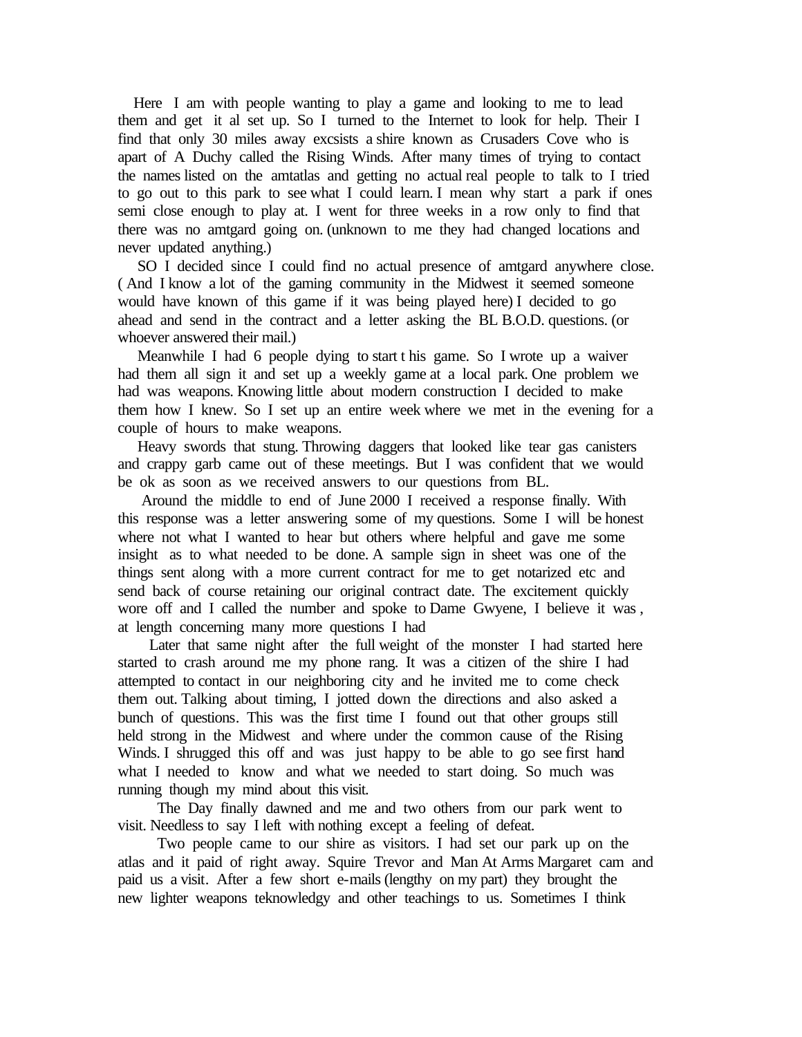Here I am with people wanting to play a game and looking to me to lead them and get it al set up. So I turned to the Internet to look for help. Their I find that only 30 miles away excsists a shire known as Crusaders Cove who is apart of A Duchy called the Rising Winds. After many times of trying to contact the names listed on the amtatlas and getting no actual real people to talk to I tried to go out to this park to see what I could learn. I mean why start a park if ones semi close enough to play at. I went for three weeks in a row only to find that there was no amtgard going on. (unknown to me they had changed locations and never updated anything.)

SO I decided since I could find no actual presence of amtgard anywhere close. ( And I know a lot of the gaming community in the Midwest it seemed someone would have known of this game if it was being played here) I decided to go ahead and send in the contract and a letter asking the BL B.O.D. questions. (or whoever answered their mail.)

Meanwhile I had 6 people dying to start t his game. So I wrote up a waiver had them all sign it and set up a weekly game at a local park. One problem we had was weapons. Knowing little about modern construction I decided to make them how I knew. So I set up an entire week where we met in the evening for a couple of hours to make weapons.

Heavy swords that stung. Throwing daggers that looked like tear gas canisters and crappy garb came out of these meetings. But I was confident that we would be ok as soon as we received answers to our questions from BL.

Around the middle to end of June 2000 I received a response finally. With this response was a letter answering some of my questions. Some I will be honest where not what I wanted to hear but others where helpful and gave me some insight as to what needed to be done. A sample sign in sheet was one of the things sent along with a more current contract for me to get notarized etc and send back of course retaining our original contract date. The excitement quickly wore off and I called the number and spoke to Dame Gwyene, I believe it was , at length concerning many more questions I had

Later that same night after the full weight of the monster I had started here started to crash around me my phone rang. It was a citizen of the shire I had attempted to contact in our neighboring city and he invited me to come check them out. Talking about timing, I jotted down the directions and also asked a bunch of questions. This was the first time I found out that other groups still held strong in the Midwest and where under the common cause of the Rising Winds. I shrugged this off and was just happy to be able to go see first hand what I needed to know and what we needed to start doing. So much was running though my mind about this visit.

The Day finally dawned and me and two others from our park went to visit. Needless to say I left with nothing except a feeling of defeat.

Two people came to our shire as visitors. I had set our park up on the atlas and it paid of right away. Squire Trevor and Man At Arms Margaret cam and paid us a visit. After a few short e-mails (lengthy on my part) they brought the new lighter weapons teknowledgy and other teachings to us. Sometimes I think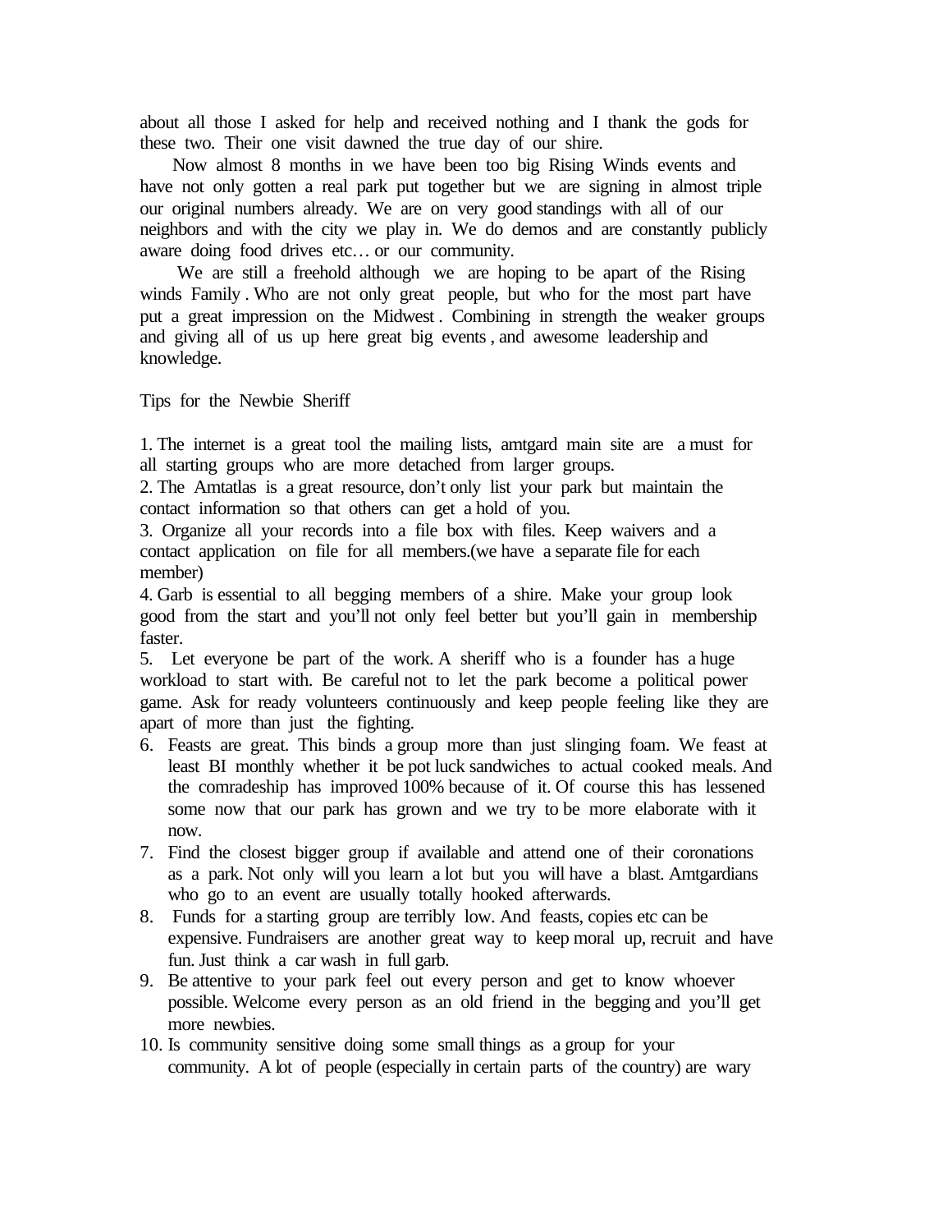about all those I asked for help and received nothing and I thank the gods for these two. Their one visit dawned the true day of our shire.

Now almost 8 months in we have been too big Rising Winds events and have not only gotten a real park put together but we are signing in almost triple our original numbers already. We are on very good standings with all of our neighbors and with the city we play in. We do demos and are constantly publicly aware doing food drives etc… or our community.

We are still a freehold although we are hoping to be apart of the Rising winds Family . Who are not only great people, but who for the most part have put a great impression on the Midwest . Combining in strength the weaker groups and giving all of us up here great big events , and awesome leadership and knowledge.

Tips for the Newbie Sheriff

1. The internet is a great tool the mailing lists, amtgard main site are a must for all starting groups who are more detached from larger groups.
2. The Amtatlas is a great resource, don't only list your park but maintain the contact information so that others can get a hold of you.
3. Organize all your records into a file box with files. Keep waivers and a contact application on file for all members.(we have a separate file for each member)
4. Garb is essential to all begging members of a shire. Make your group look good from the start and you'll not only feel better but you'll gain in membership faster.
5. Let everyone be part of the work. A sheriff who is a founder has a huge workload to start with. Be careful not to let the park become a political power game. Ask for ready volunteers continuously and keep people feeling like they are apart of more than just the fighting.
6. Feasts are great. This binds a group more than just slinging foam. We feast at least BI monthly whether it be pot luck sandwiches to actual cooked meals. And the comradeship has improved 100% because of it. Of course this has lessened some now that our park has grown and we try to be more elaborate with it now.
7. Find the closest bigger group if available and attend one of their coronations as a park. Not only will you learn a lot but you will have a blast. Amtgardians who go to an event are usually totally hooked afterwards.
8. Funds for a starting group are terribly low. And feasts, copies etc can be expensive. Fundraisers are another great way to keep moral up, recruit and have fun. Just think a car wash in full garb.
9. Be attentive to your park feel out every person and get to know whoever possible. Welcome every person as an old friend in the begging and you'll get more newbies.
10. Is community sensitive doing some small things as a group for your community. A lot of people (especially in certain parts of the country) are wary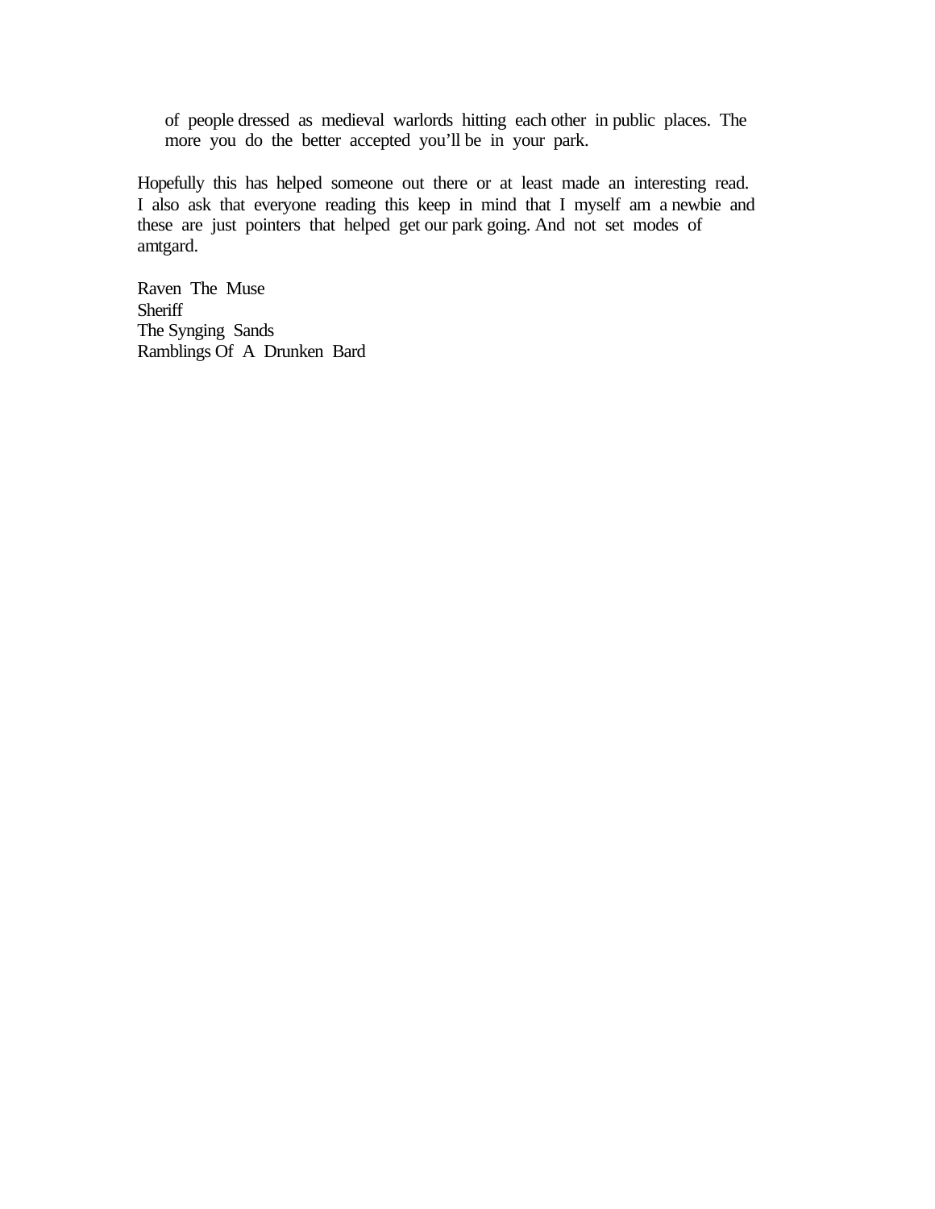of people dressed as medieval warlords hitting each other in public places. The more you do the better accepted you'll be in your park.

Hopefully this has helped someone out there or at least made an interesting read. I also ask that everyone reading this keep in mind that I myself am a newbie and these are just pointers that helped get our park going. And not set modes of amtgard.

Raven The Muse  
Sheriff  
The Synging Sands  
Ramblings Of A Drunken Bard